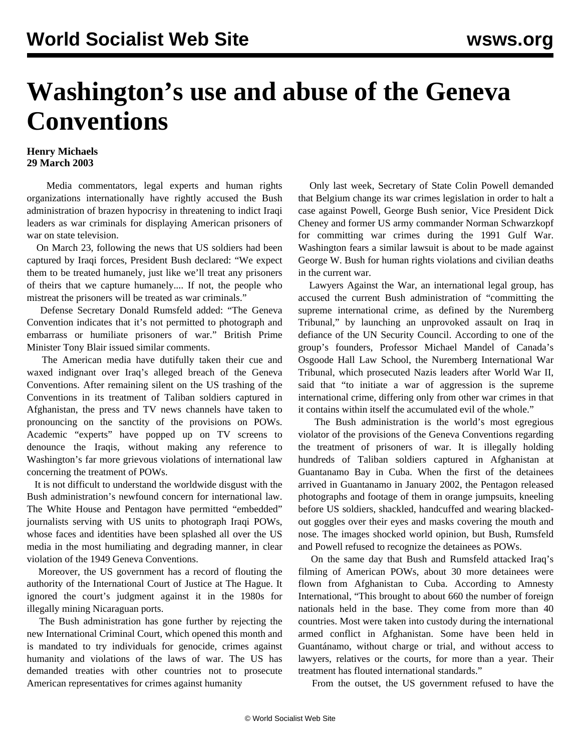# Washington's use and abuse of the Geneva Conventions

**Henry Michaels**
**29 March 2003**

Media commentators, legal experts and human rights organizations internationally have rightly accused the Bush administration of brazen hypocrisy in threatening to indict Iraqi leaders as war criminals for displaying American prisoners of war on state television.

On March 23, following the news that US soldiers had been captured by Iraqi forces, President Bush declared: "We expect them to be treated humanely, just like we'll treat any prisoners of theirs that we capture humanely.... If not, the people who mistreat the prisoners will be treated as war criminals."

Defense Secretary Donald Rumsfeld added: "The Geneva Convention indicates that it's not permitted to photograph and embarrass or humiliate prisoners of war." British Prime Minister Tony Blair issued similar comments.

The American media have dutifully taken their cue and waxed indignant over Iraq's alleged breach of the Geneva Conventions. After remaining silent on the US trashing of the Conventions in its treatment of Taliban soldiers captured in Afghanistan, the press and TV news channels have taken to pronouncing on the sanctity of the provisions on POWs. Academic "experts" have popped up on TV screens to denounce the Iraqis, without making any reference to Washington's far more grievous violations of international law concerning the treatment of POWs.

It is not difficult to understand the worldwide disgust with the Bush administration's newfound concern for international law. The White House and Pentagon have permitted "embedded" journalists serving with US units to photograph Iraqi POWs, whose faces and identities have been splashed all over the US media in the most humiliating and degrading manner, in clear violation of the 1949 Geneva Conventions.

Moreover, the US government has a record of flouting the authority of the International Court of Justice at The Hague. It ignored the court's judgment against it in the 1980s for illegally mining Nicaraguan ports.

The Bush administration has gone further by rejecting the new International Criminal Court, which opened this month and is mandated to try individuals for genocide, crimes against humanity and violations of the laws of war. The US has demanded treaties with other countries not to prosecute American representatives for crimes against humanity

Only last week, Secretary of State Colin Powell demanded that Belgium change its war crimes legislation in order to halt a case against Powell, George Bush senior, Vice President Dick Cheney and former US army commander Norman Schwarzkopf for committing war crimes during the 1991 Gulf War. Washington fears a similar lawsuit is about to be made against George W. Bush for human rights violations and civilian deaths in the current war.

Lawyers Against the War, an international legal group, has accused the current Bush administration of "committing the supreme international crime, as defined by the Nuremberg Tribunal," by launching an unprovoked assault on Iraq in defiance of the UN Security Council. According to one of the group's founders, Professor Michael Mandel of Canada's Osgoode Hall Law School, the Nuremberg International War Tribunal, which prosecuted Nazis leaders after World War II, said that "to initiate a war of aggression is the supreme international crime, differing only from other war crimes in that it contains within itself the accumulated evil of the whole."

The Bush administration is the world's most egregious violator of the provisions of the Geneva Conventions regarding the treatment of prisoners of war. It is illegally holding hundreds of Taliban soldiers captured in Afghanistan at Guantanamo Bay in Cuba. When the first of the detainees arrived in Guantanamo in January 2002, the Pentagon released photographs and footage of them in orange jumpsuits, kneeling before US soldiers, shackled, handcuffed and wearing blacked-out goggles over their eyes and masks covering the mouth and nose. The images shocked world opinion, but Bush, Rumsfeld and Powell refused to recognize the detainees as POWs.

On the same day that Bush and Rumsfeld attacked Iraq's filming of American POWs, about 30 more detainees were flown from Afghanistan to Cuba. According to Amnesty International, "This brought to about 660 the number of foreign nationals held in the base. They come from more than 40 countries. Most were taken into custody during the international armed conflict in Afghanistan. Some have been held in Guantánamo, without charge or trial, and without access to lawyers, relatives or the courts, for more than a year. Their treatment has flouted international standards."

From the outset, the US government refused to have the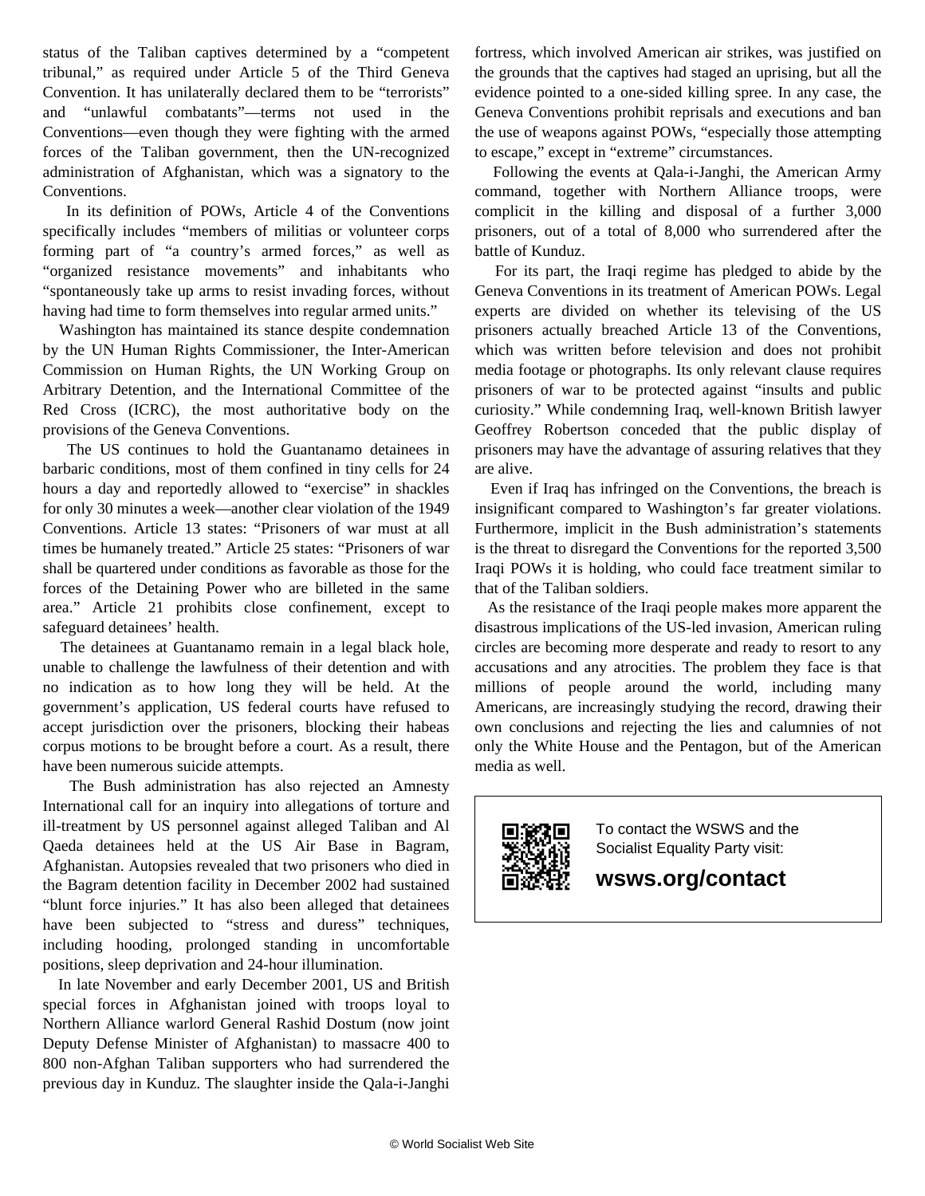status of the Taliban captives determined by a "competent tribunal," as required under Article 5 of the Third Geneva Convention. It has unilaterally declared them to be "terrorists" and "unlawful combatants"—terms not used in the Conventions—even though they were fighting with the armed forces of the Taliban government, then the UN-recognized administration of Afghanistan, which was a signatory to the Conventions.

In its definition of POWs, Article 4 of the Conventions specifically includes "members of militias or volunteer corps forming part of "a country's armed forces," as well as "organized resistance movements" and inhabitants who "spontaneously take up arms to resist invading forces, without having had time to form themselves into regular armed units."

Washington has maintained its stance despite condemnation by the UN Human Rights Commissioner, the Inter-American Commission on Human Rights, the UN Working Group on Arbitrary Detention, and the International Committee of the Red Cross (ICRC), the most authoritative body on the provisions of the Geneva Conventions.

The US continues to hold the Guantanamo detainees in barbaric conditions, most of them confined in tiny cells for 24 hours a day and reportedly allowed to "exercise" in shackles for only 30 minutes a week—another clear violation of the 1949 Conventions. Article 13 states: "Prisoners of war must at all times be humanely treated." Article 25 states: "Prisoners of war shall be quartered under conditions as favorable as those for the forces of the Detaining Power who are billeted in the same area." Article 21 prohibits close confinement, except to safeguard detainees' health.

The detainees at Guantanamo remain in a legal black hole, unable to challenge the lawfulness of their detention and with no indication as to how long they will be held. At the government's application, US federal courts have refused to accept jurisdiction over the prisoners, blocking their habeas corpus motions to be brought before a court. As a result, there have been numerous suicide attempts.

The Bush administration has also rejected an Amnesty International call for an inquiry into allegations of torture and ill-treatment by US personnel against alleged Taliban and Al Qaeda detainees held at the US Air Base in Bagram, Afghanistan. Autopsies revealed that two prisoners who died in the Bagram detention facility in December 2002 had sustained "blunt force injuries." It has also been alleged that detainees have been subjected to "stress and duress" techniques, including hooding, prolonged standing in uncomfortable positions, sleep deprivation and 24-hour illumination.

In late November and early December 2001, US and British special forces in Afghanistan joined with troops loyal to Northern Alliance warlord General Rashid Dostum (now joint Deputy Defense Minister of Afghanistan) to massacre 400 to 800 non-Afghan Taliban supporters who had surrendered the previous day in Kunduz. The slaughter inside the Qala-i-Janghi fortress, which involved American air strikes, was justified on the grounds that the captives had staged an uprising, but all the evidence pointed to a one-sided killing spree. In any case, the Geneva Conventions prohibit reprisals and executions and ban the use of weapons against POWs, "especially those attempting to escape," except in "extreme" circumstances.

Following the events at Qala-i-Janghi, the American Army command, together with Northern Alliance troops, were complicit in the killing and disposal of a further 3,000 prisoners, out of a total of 8,000 who surrendered after the battle of Kunduz.

For its part, the Iraqi regime has pledged to abide by the Geneva Conventions in its treatment of American POWs. Legal experts are divided on whether its televising of the US prisoners actually breached Article 13 of the Conventions, which was written before television and does not prohibit media footage or photographs. Its only relevant clause requires prisoners of war to be protected against "insults and public curiosity." While condemning Iraq, well-known British lawyer Geoffrey Robertson conceded that the public display of prisoners may have the advantage of assuring relatives that they are alive.

Even if Iraq has infringed on the Conventions, the breach is insignificant compared to Washington's far greater violations. Furthermore, implicit in the Bush administration's statements is the threat to disregard the Conventions for the reported 3,500 Iraqi POWs it is holding, who could face treatment similar to that of the Taliban soldiers.

As the resistance of the Iraqi people makes more apparent the disastrous implications of the US-led invasion, American ruling circles are becoming more desperate and ready to resort to any accusations and any atrocities. The problem they face is that millions of people around the world, including many Americans, are increasingly studying the record, drawing their own conclusions and rejecting the lies and calumnies of not only the White House and the Pentagon, but of the American media as well.

To contact the WSWS and the Socialist Equality Party visit:

**wsws.org/contact**